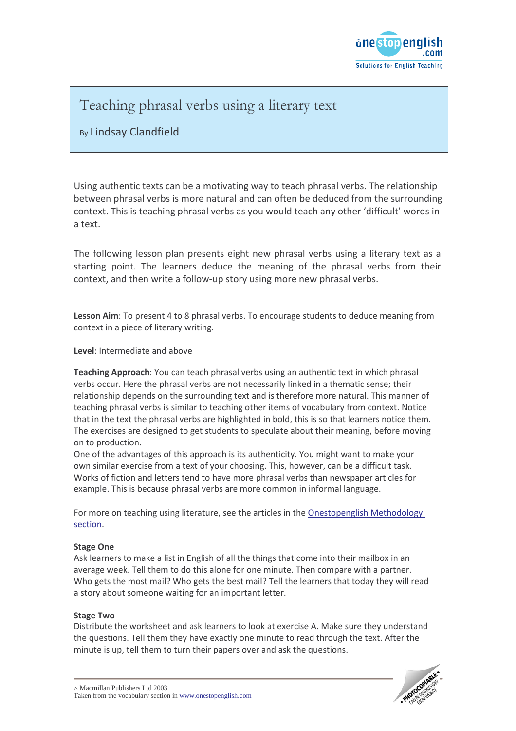# Teaching phrasal verbs using a literary text

By Lindsay Clandfield

Using authentic texts can be a motivating way to teach phrasal verbs. The relationship between phrasal verbs is more natural and can often be deduced from the surrounding context. This is teaching phrasal verbs as you would teach any other 'difficult' words in a text.

The following lesson plan presents eight new phrasal verbs using a literary text as a starting point. The learners deduce the meaning of the phrasal verbs from their context, and then write a follow-up story using more new phrasal verbs.

**Lesson Aim**: To present 4 to 8 phrasal verbs. To encourage students to deduce meaning from context in a piece of literary writing.

**Level**: Intermediate and above

**Teaching Approach**: You can teach phrasal verbs using an authentic text in which phrasal verbs occur. Here the phrasal verbs are not necessarily linked in a thematic sense; their relationship depends on the surrounding text and is therefore more natural. This manner of teaching phrasal verbs is similar to teaching other items of vocabulary from context. Notice that in the text the phrasal verbs are highlighted in bold, this is so that learners notice them. The exercises are designed to get students to speculate about their meaning, before moving on to production.
One of the advantages of this approach is its authenticity. You might want to make your own similar exercise from a text of your choosing. This, however, can be a difficult task. Works of fiction and letters tend to have more phrasal verbs than newspaper articles for example. This is because phrasal verbs are more common in informal language.

For more on teaching using literature, see the articles in the Onestopenglish Methodology section.

**Stage One**
Ask learners to make a list in English of all the things that come into their mailbox in an average week. Tell them to do this alone for one minute. Then compare with a partner. Who gets the most mail? Who gets the best mail? Tell the learners that today they will read a story about someone waiting for an important letter.

**Stage Two**
Distribute the worksheet and ask learners to look at exercise A. Make sure they understand the questions. Tell them they have exactly one minute to read through the text. After the minute is up, tell them to turn their papers over and ask the questions.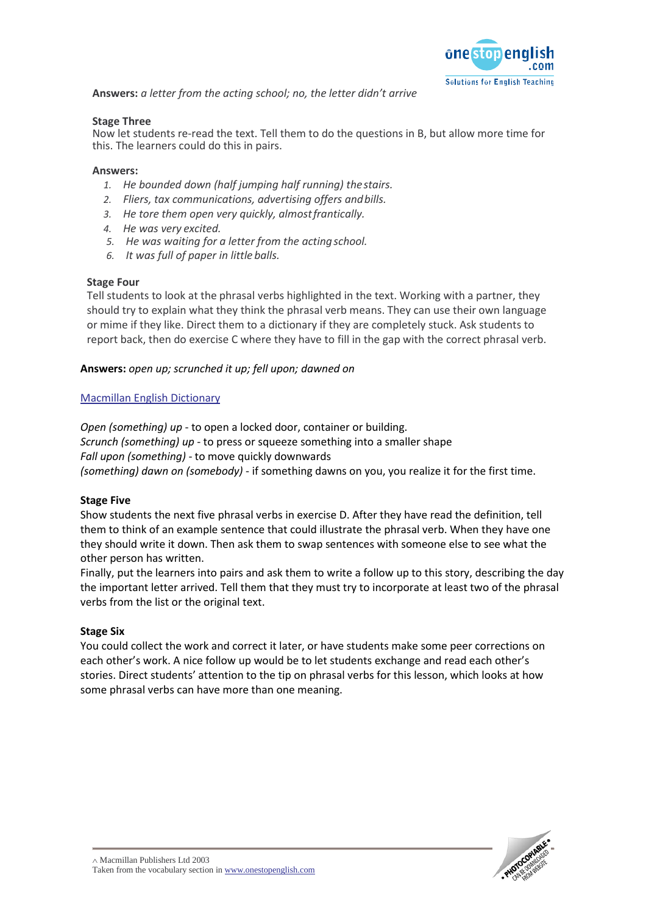**Answers:** *a letter from the acting school; no, the letter didn't arrive*

**Stage Three**

Now let students re-read the text. Tell them to do the questions in B, but allow more time for this. The learners could do this in pairs.

**Answers:**

1. *He bounded down (half jumping half running) the stairs.*
2. *Fliers, tax communications, advertising offers and bills.*
3. *He tore them open very quickly, almost frantically.*
4. *He was very excited.*
5. *He was waiting for a letter from the acting school.*
6. *It was full of paper in little balls.*

**Stage Four**

Tell students to look at the phrasal verbs highlighted in the text. Working with a partner, they should try to explain what they think the phrasal verb means. They can use their own language or mime if they like. Direct them to a dictionary if they are completely stuck. Ask students to report back, then do exercise C where they have to fill in the gap with the correct phrasal verb.

**Answers:** *open up; scrunched it up; fell upon; dawned on*

Macmillan English Dictionary

*Open (something) up* - to open a locked door, container or building.
*Scrunch (something) up* - to press or squeeze something into a smaller shape
*Fall upon (something)* - to move quickly downwards
*(something) dawn on (somebody)* - if something dawns on you, you realize it for the first time.

**Stage Five**

Show students the next five phrasal verbs in exercise D. After they have read the definition, tell them to think of an example sentence that could illustrate the phrasal verb. When they have one they should write it down. Then ask them to swap sentences with someone else to see what the other person has written.

Finally, put the learners into pairs and ask them to write a follow up to this story, describing the day the important letter arrived. Tell them that they must try to incorporate at least two of the phrasal verbs from the list or the original text.

**Stage Six**

You could collect the work and correct it later, or have students make some peer corrections on each other's work. A nice follow up would be to let students exchange and read each other's stories. Direct students' attention to the tip on phrasal verbs for this lesson, which looks at how some phrasal verbs can have more than one meaning.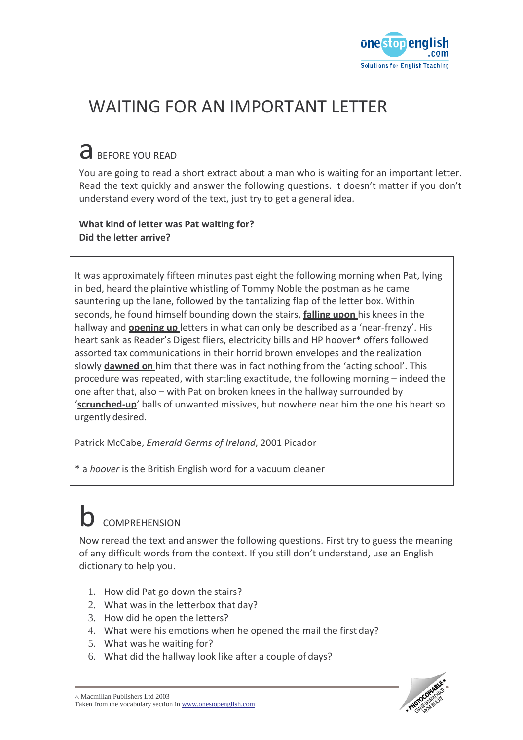# WAITING FOR AN IMPORTANT LETTER

## a BEFORE YOU READ

You are going to read a short extract about a man who is waiting for an important letter. Read the text quickly and answer the following questions. It doesn't matter if you don't understand every word of the text, just try to get a general idea.

**What kind of letter was Pat waiting for?**
**Did the letter arrive?**

It was approximately fifteen minutes past eight the following morning when Pat, lying in bed, heard the plaintive whistling of Tommy Noble the postman as he came sauntering up the lane, followed by the tantalizing flap of the letter box. Within seconds, he found himself bounding down the stairs, **falling upon** his knees in the hallway and **opening up** letters in what can only be described as a 'near-frenzy'. His heart sank as Reader's Digest fliers, electricity bills and HP hoover* offers followed assorted tax communications in their horrid brown envelopes and the realization slowly **dawned on** him that there was in fact nothing from the 'acting school'. This procedure was repeated, with startling exactitude, the following morning – indeed the one after that, also – with Pat on broken knees in the hallway surrounded by '**scrunched-up**' balls of unwanted missives, but nowhere near him the one his heart so urgently desired.

Patrick McCabe, *Emerald Germs of Ireland*, 2001 Picador

* a *hoover* is the British English word for a vacuum cleaner

## b COMPREHENSION

Now reread the text and answer the following questions. First try to guess the meaning of any difficult words from the context. If you still don't understand, use an English dictionary to help you.

1. How did Pat go down the stairs?
2. What was in the letterbox that day?
3. How did he open the letters?
4. What were his emotions when he opened the mail the first day?
5. What was he waiting for?
6. What did the hallway look like after a couple of days?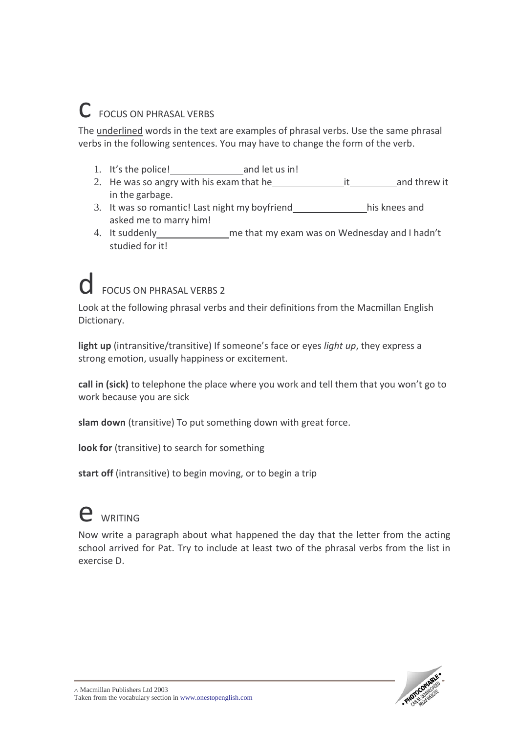# c FOCUS ON PHRASAL VERBS

The underlined words in the text are examples of phrasal verbs. Use the same phrasal verbs in the following sentences. You may have to change the form of the verb.

1. It's the police! ______________ and let us in!
2. He was so angry with his exam that he ______________ it __________ and threw it in the garbage.
3. It was so romantic! Last night my boyfriend ______________ his knees and asked me to marry him!
4. It suddenly ______________ me that my exam was on Wednesday and I hadn't studied for it!

# d FOCUS ON PHRASAL VERBS 2

Look at the following phrasal verbs and their definitions from the Macmillan English Dictionary.

**light up** (intransitive/transitive) If someone's face or eyes *light up*, they express a strong emotion, usually happiness or excitement.

**call in (sick)** to telephone the place where you work and tell them that you won't go to work because you are sick

**slam down** (transitive) To put something down with great force.

**look for** (transitive) to search for something

**start off** (intransitive) to begin moving, or to begin a trip

# e WRITING

Now write a paragraph about what happened the day that the letter from the acting school arrived for Pat. Try to include at least two of the phrasal verbs from the list in exercise D.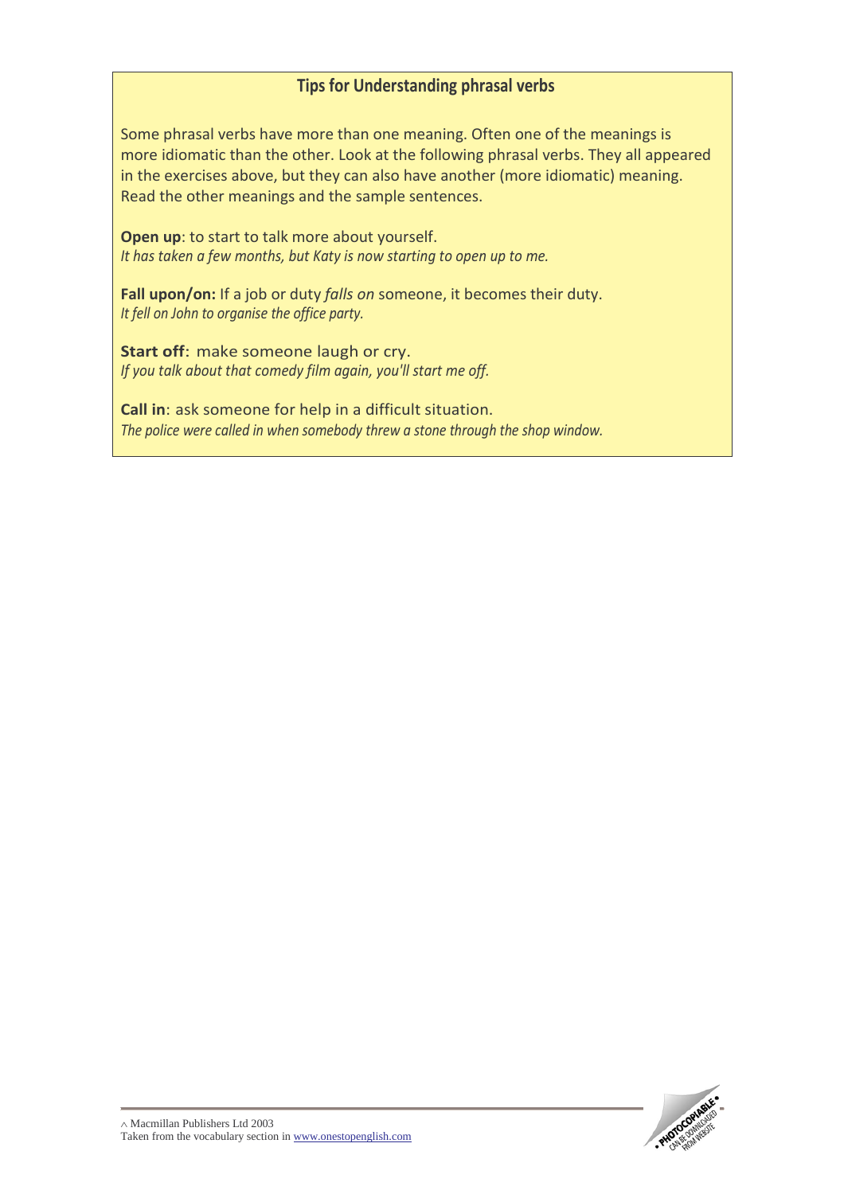## Tips for Understanding phrasal verbs

Some phrasal verbs have more than one meaning. Often one of the meanings is more idiomatic than the other. Look at the following phrasal verbs. They all appeared in the exercises above, but they can also have another (more idiomatic) meaning. Read the other meanings and the sample sentences.

**Open up**: to start to talk more about yourself.
*It has taken a few months, but Katy is now starting to open up to me.*

**Fall upon/on:** If a job or duty *falls on* someone, it becomes their duty.
*It fell on John to organise the office party.*

**Start off**: make someone laugh or cry.
*If you talk about that comedy film again, you'll start me off.*

**Call in**: ask someone for help in a difficult situation.
*The police were called in when somebody threw a stone through the shop window.*

^ Macmillan Publishers Ltd 2003
Taken from the vocabulary section in www.onestopenglish.com